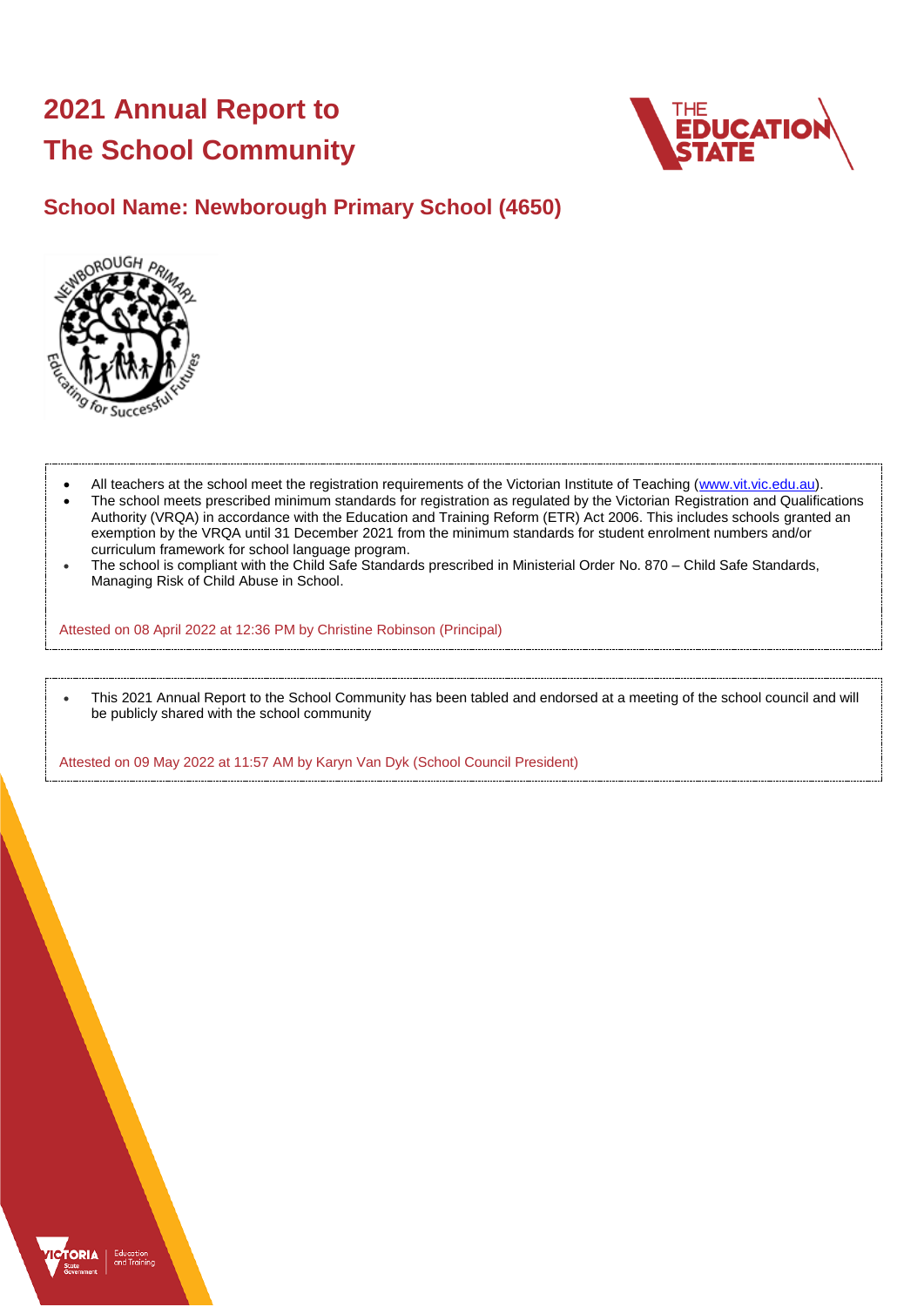# 2021 Annual Report to The School Community

## School Name: Newborough Primary School (4650)

- All teachers at the school meet the registration requirements of the Victorian Institute of Teaching (www.vit.vic.edu.au).
- The school meets prescribed minimum standards for registration as regulated by the Victorian Registration and Qualifications Authority (VRQA) in accordance with the Education and Training Reform (ETR) Act 2006. This includes schools granted an exemption by the VRQA until 31 December 2021 from the minimum standards for student enrolment numbers and/or curriculum framework for school language program.
- The school is compliant with the Child Safe Standards prescribed in Ministerial Order No. 870 – Child Safe Standards, Managing Risk of Child Abuse in School.

Attested on 08 April 2022 at 12:36 PM by Christine Robinson (Principal)

- This 2021 Annual Report to the School Community has been tabled and endorsed at a meeting of the school council and will be publicly shared with the school community

Attested on 09 May 2022 at 11:57 AM by Karyn Van Dyk (School Council President)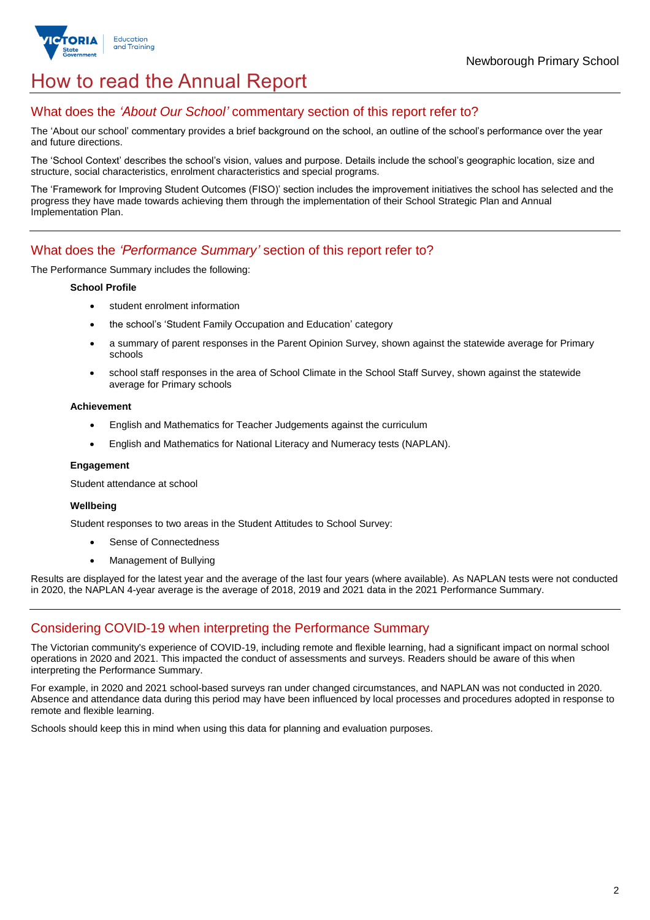# How to read the Annual Report

## What does the *'About Our School'* commentary section of this report refer to?

The 'About our school' commentary provides a brief background on the school, an outline of the school's performance over the year and future directions.

The 'School Context' describes the school's vision, values and purpose. Details include the school's geographic location, size and structure, social characteristics, enrolment characteristics and special programs.

The 'Framework for Improving Student Outcomes (FISO)' section includes the improvement initiatives the school has selected and the progress they have made towards achieving them through the implementation of their School Strategic Plan and Annual Implementation Plan.

## What does the *'Performance Summary'* section of this report refer to?

The Performance Summary includes the following:

**School Profile**

- student enrolment information
- the school's 'Student Family Occupation and Education' category
- a summary of parent responses in the Parent Opinion Survey, shown against the statewide average for Primary schools
- school staff responses in the area of School Climate in the School Staff Survey, shown against the statewide average for Primary schools

**Achievement**

- English and Mathematics for Teacher Judgements against the curriculum
- English and Mathematics for National Literacy and Numeracy tests (NAPLAN).

**Engagement**

Student attendance at school

**Wellbeing**

Student responses to two areas in the Student Attitudes to School Survey:

- Sense of Connectedness
- Management of Bullying

Results are displayed for the latest year and the average of the last four years (where available). As NAPLAN tests were not conducted in 2020, the NAPLAN 4-year average is the average of 2018, 2019 and 2021 data in the 2021 Performance Summary.

## Considering COVID-19 when interpreting the Performance Summary

The Victorian community's experience of COVID-19, including remote and flexible learning, had a significant impact on normal school operations in 2020 and 2021. This impacted the conduct of assessments and surveys. Readers should be aware of this when interpreting the Performance Summary.

For example, in 2020 and 2021 school-based surveys ran under changed circumstances, and NAPLAN was not conducted in 2020. Absence and attendance data during this period may have been influenced by local processes and procedures adopted in response to remote and flexible learning.

Schools should keep this in mind when using this data for planning and evaluation purposes.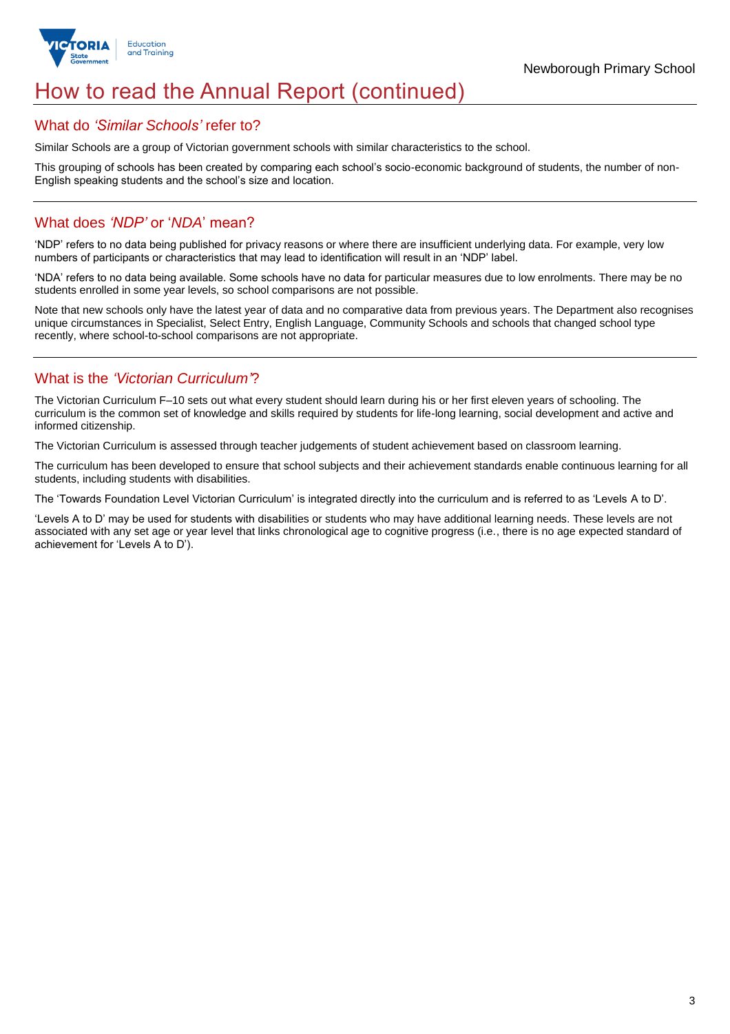# How to read the Annual Report (continued)

## What do *'Similar Schools'* refer to?

Similar Schools are a group of Victorian government schools with similar characteristics to the school.

This grouping of schools has been created by comparing each school's socio-economic background of students, the number of non-English speaking students and the school's size and location.

## What does *'NDP'* or '*NDA*' mean?

'NDP' refers to no data being published for privacy reasons or where there are insufficient underlying data. For example, very low numbers of participants or characteristics that may lead to identification will result in an 'NDP' label.

'NDA' refers to no data being available. Some schools have no data for particular measures due to low enrolments. There may be no students enrolled in some year levels, so school comparisons are not possible.

Note that new schools only have the latest year of data and no comparative data from previous years. The Department also recognises unique circumstances in Specialist, Select Entry, English Language, Community Schools and schools that changed school type recently, where school-to-school comparisons are not appropriate.

## What is the *'Victorian Curriculum'*?

The Victorian Curriculum F–10 sets out what every student should learn during his or her first eleven years of schooling. The curriculum is the common set of knowledge and skills required by students for life-long learning, social development and active and informed citizenship.

The Victorian Curriculum is assessed through teacher judgements of student achievement based on classroom learning.

The curriculum has been developed to ensure that school subjects and their achievement standards enable continuous learning for all students, including students with disabilities.

The 'Towards Foundation Level Victorian Curriculum' is integrated directly into the curriculum and is referred to as 'Levels A to D'.

'Levels A to D' may be used for students with disabilities or students who may have additional learning needs. These levels are not associated with any set age or year level that links chronological age to cognitive progress (i.e., there is no age expected standard of achievement for 'Levels A to D').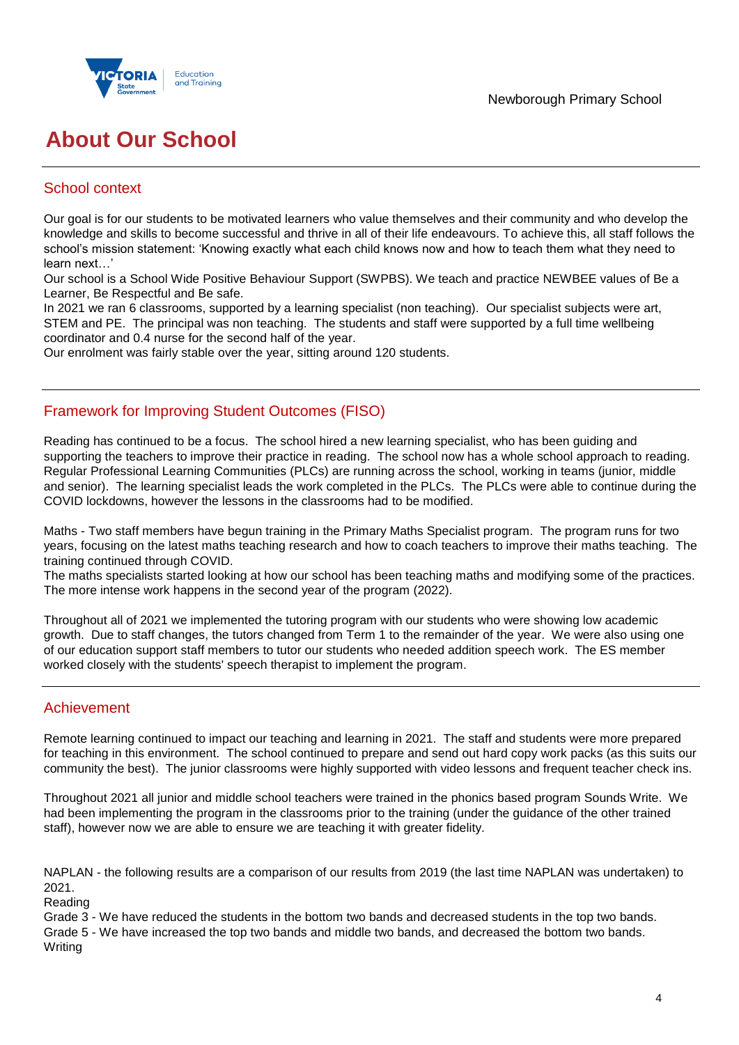# About Our School

## School context

Our goal is for our students to be motivated learners who value themselves and their community and who develop the knowledge and skills to become successful and thrive in all of their life endeavours. To achieve this, all staff follows the school's mission statement: 'Knowing exactly what each child knows now and how to teach them what they need to learn next…'

Our school is a School Wide Positive Behaviour Support (SWPBS). We teach and practice NEWBEE values of Be a Learner, Be Respectful and Be safe.

In 2021 we ran 6 classrooms, supported by a learning specialist (non teaching). Our specialist subjects were art, STEM and PE. The principal was non teaching. The students and staff were supported by a full time wellbeing coordinator and 0.4 nurse for the second half of the year.

Our enrolment was fairly stable over the year, sitting around 120 students.

## Framework for Improving Student Outcomes (FISO)

Reading has continued to be a focus. The school hired a new learning specialist, who has been guiding and supporting the teachers to improve their practice in reading. The school now has a whole school approach to reading. Regular Professional Learning Communities (PLCs) are running across the school, working in teams (junior, middle and senior). The learning specialist leads the work completed in the PLCs. The PLCs were able to continue during the COVID lockdowns, however the lessons in the classrooms had to be modified.

Maths - Two staff members have begun training in the Primary Maths Specialist program. The program runs for two years, focusing on the latest maths teaching research and how to coach teachers to improve their maths teaching. The training continued through COVID.

The maths specialists started looking at how our school has been teaching maths and modifying some of the practices. The more intense work happens in the second year of the program (2022).

Throughout all of 2021 we implemented the tutoring program with our students who were showing low academic growth. Due to staff changes, the tutors changed from Term 1 to the remainder of the year. We were also using one of our education support staff members to tutor our students who needed addition speech work. The ES member worked closely with the students' speech therapist to implement the program.

## Achievement

Remote learning continued to impact our teaching and learning in 2021. The staff and students were more prepared for teaching in this environment. The school continued to prepare and send out hard copy work packs (as this suits our community the best). The junior classrooms were highly supported with video lessons and frequent teacher check ins.

Throughout 2021 all junior and middle school teachers were trained in the phonics based program Sounds Write. We had been implementing the program in the classrooms prior to the training (under the guidance of the other trained staff), however now we are able to ensure we are teaching it with greater fidelity.

NAPLAN - the following results are a comparison of our results from 2019 (the last time NAPLAN was undertaken) to 2021.

Reading

Grade 3 - We have reduced the students in the bottom two bands and decreased students in the top two bands.

Grade 5 - We have increased the top two bands and middle two bands, and decreased the bottom two bands.

Writing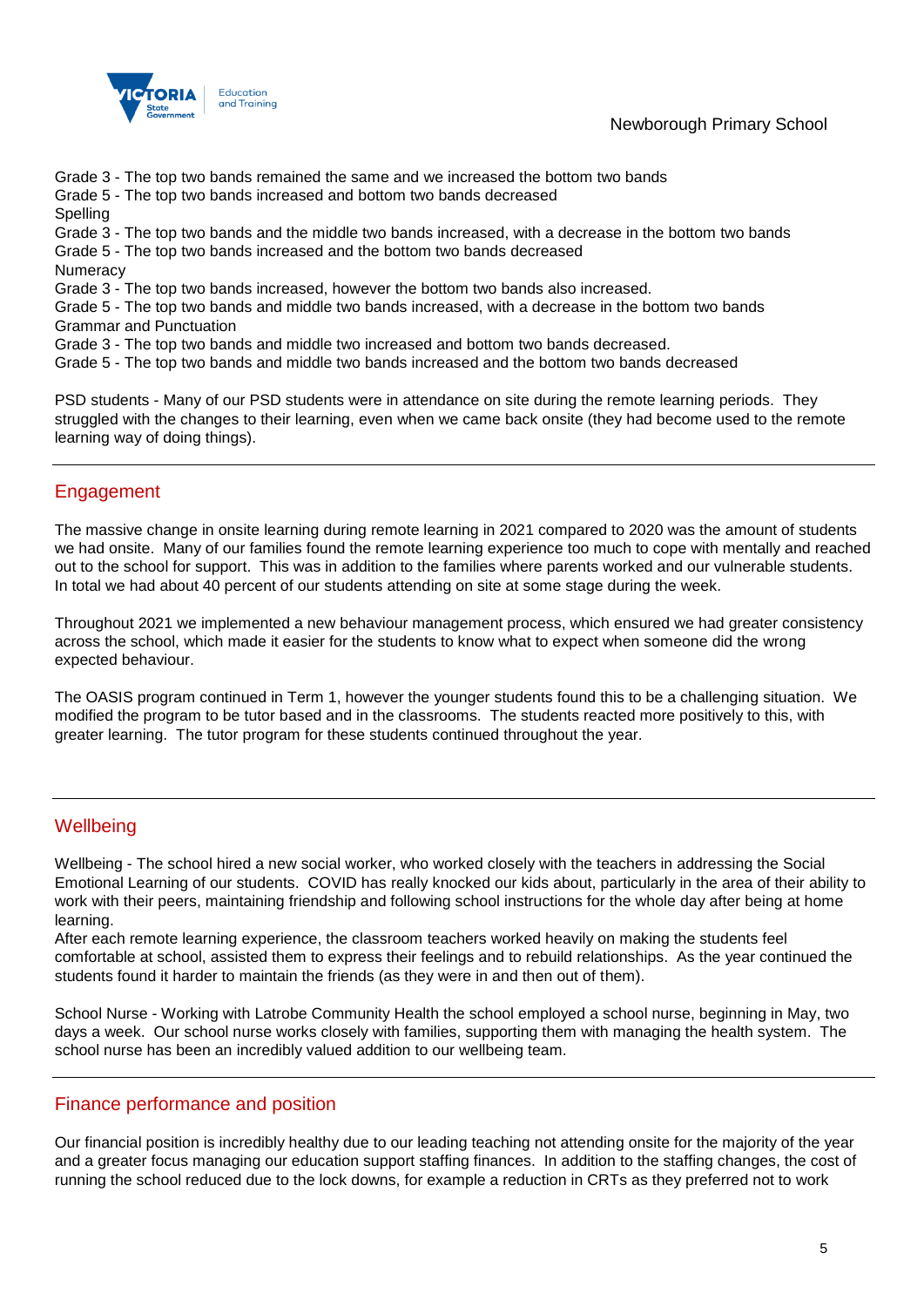Grade 3 - The top two bands remained the same and we increased the bottom two bands
Grade 5 - The top two bands increased and bottom two bands decreased
Spelling
Grade 3 - The top two bands and the middle two bands increased, with a decrease in the bottom two bands
Grade 5 - The top two bands increased and the bottom two bands decreased
Numeracy
Grade 3 - The top two bands increased, however the bottom two bands also increased.
Grade 5 - The top two bands and middle two bands increased, with a decrease in the bottom two bands
Grammar and Punctuation
Grade 3 - The top two bands and middle two increased and bottom two bands decreased.
Grade 5 - The top two bands and middle two bands increased and the bottom two bands decreased

PSD students - Many of our PSD students were in attendance on site during the remote learning periods. They struggled with the changes to their learning, even when we came back onsite (they had become used to the remote learning way of doing things).

## Engagement

The massive change in onsite learning during remote learning in 2021 compared to 2020 was the amount of students we had onsite. Many of our families found the remote learning experience too much to cope with mentally and reached out to the school for support. This was in addition to the families where parents worked and our vulnerable students. In total we had about 40 percent of our students attending on site at some stage during the week.

Throughout 2021 we implemented a new behaviour management process, which ensured we had greater consistency across the school, which made it easier for the students to know what to expect when someone did the wrong expected behaviour.

The OASIS program continued in Term 1, however the younger students found this to be a challenging situation. We modified the program to be tutor based and in the classrooms. The students reacted more positively to this, with greater learning. The tutor program for these students continued throughout the year.

## Wellbeing

Wellbeing - The school hired a new social worker, who worked closely with the teachers in addressing the Social Emotional Learning of our students. COVID has really knocked our kids about, particularly in the area of their ability to work with their peers, maintaining friendship and following school instructions for the whole day after being at home learning.
After each remote learning experience, the classroom teachers worked heavily on making the students feel comfortable at school, assisted them to express their feelings and to rebuild relationships. As the year continued the students found it harder to maintain the friends (as they were in and then out of them).

School Nurse - Working with Latrobe Community Health the school employed a school nurse, beginning in May, two days a week. Our school nurse works closely with families, supporting them with managing the health system. The school nurse has been an incredibly valued addition to our wellbeing team.

## Finance performance and position

Our financial position is incredibly healthy due to our leading teaching not attending onsite for the majority of the year and a greater focus managing our education support staffing finances. In addition to the staffing changes, the cost of running the school reduced due to the lock downs, for example a reduction in CRTs as they preferred not to work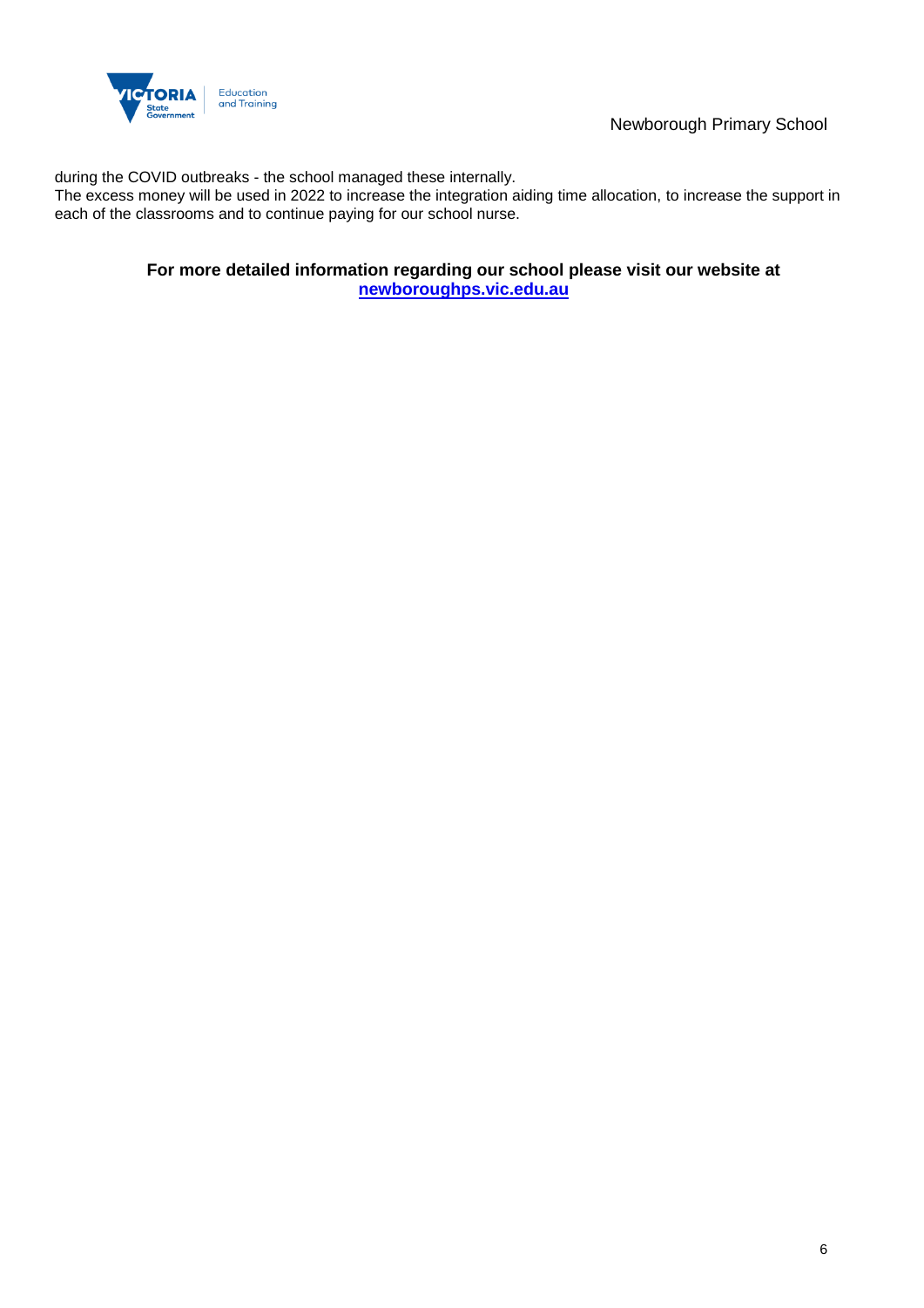during the COVID outbreaks - the school managed these internally.
The excess money will be used in 2022 to increase the integration aiding time allocation, to increase the support in each of the classrooms and to continue paying for our school nurse.

**For more detailed information regarding our school please visit our website at [newboroughps.vic.edu.au](newboroughps.vic.edu.au)**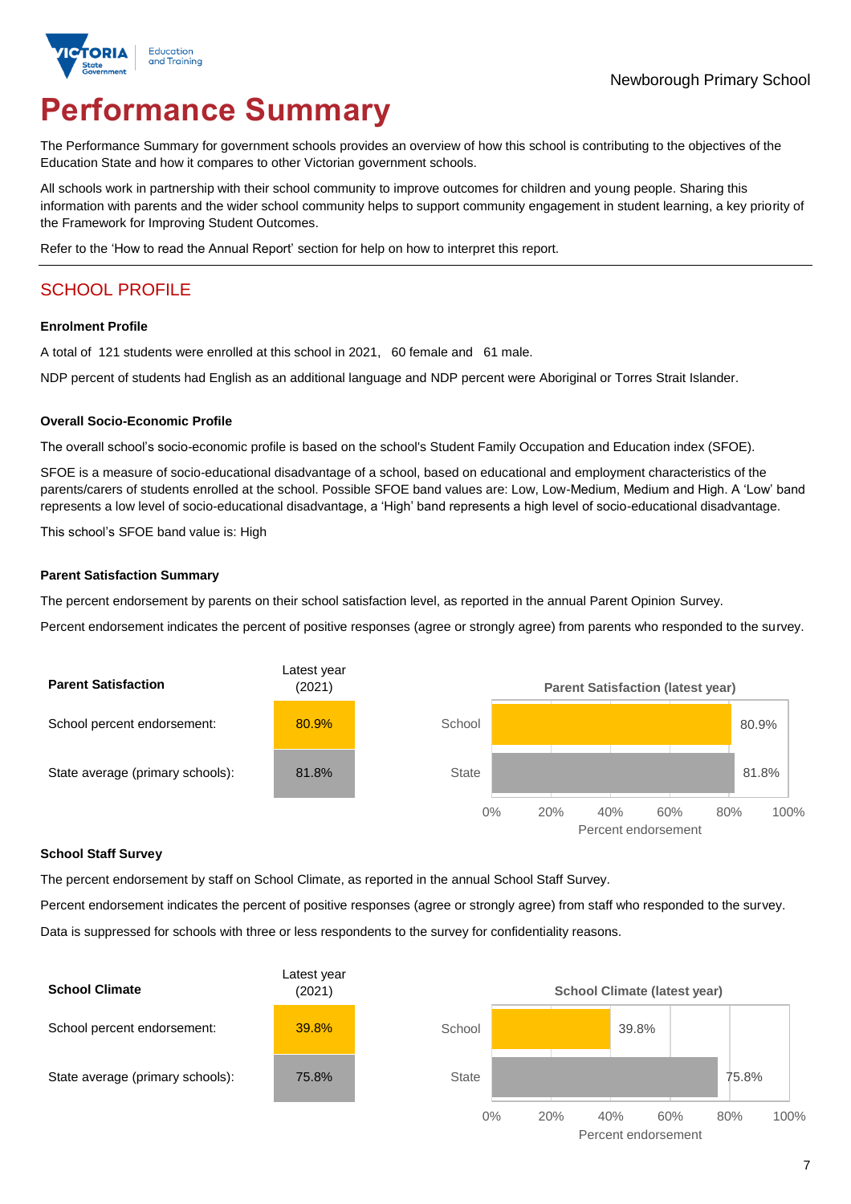Newborough Primary School

# Performance Summary

The Performance Summary for government schools provides an overview of how this school is contributing to the objectives of the Education State and how it compares to other Victorian government schools.

All schools work in partnership with their school community to improve outcomes for children and young people. Sharing this information with parents and the wider school community helps to support community engagement in student learning, a key priority of the Framework for Improving Student Outcomes.

Refer to the 'How to read the Annual Report' section for help on how to interpret this report.

## SCHOOL PROFILE

**Enrolment Profile**

A total of 121 students were enrolled at this school in 2021, 60 female and 61 male.

NDP percent of students had English as an additional language and NDP percent were Aboriginal or Torres Strait Islander.

**Overall Socio-Economic Profile**

The overall school's socio-economic profile is based on the school's Student Family Occupation and Education index (SFOE).

SFOE is a measure of socio-educational disadvantage of a school, based on educational and employment characteristics of the parents/carers of students enrolled at the school. Possible SFOE band values are: Low, Low-Medium, Medium and High. A 'Low' band represents a low level of socio-educational disadvantage, a 'High' band represents a high level of socio-educational disadvantage.

This school's SFOE band value is: High

**Parent Satisfaction Summary**

The percent endorsement by parents on their school satisfaction level, as reported in the annual Parent Opinion Survey.

Percent endorsement indicates the percent of positive responses (agree or strongly agree) from parents who responded to the survey.

| Parent Satisfaction | Latest year (2021) |
|---|---|
| School percent endorsement: | 80.9% |
| State average (primary schools): | 81.8% |

Parent Satisfaction (latest year)
School 80.9%
State 81.8%
0% 20% 40% 60% 80% 100%
Percent endorsement

**School Staff Survey**

The percent endorsement by staff on School Climate, as reported in the annual School Staff Survey.

Percent endorsement indicates the percent of positive responses (agree or strongly agree) from staff who responded to the survey.

Data is suppressed for schools with three or less respondents to the survey for confidentiality reasons.

| School Climate | Latest year (2021) |
|---|---|
| School percent endorsement: | 39.8% |
| State average (primary schools): | 75.8% |

School Climate (latest year)
School 39.8%
State 75.8%
0% 20% 40% 60% 80% 100%
Percent endorsement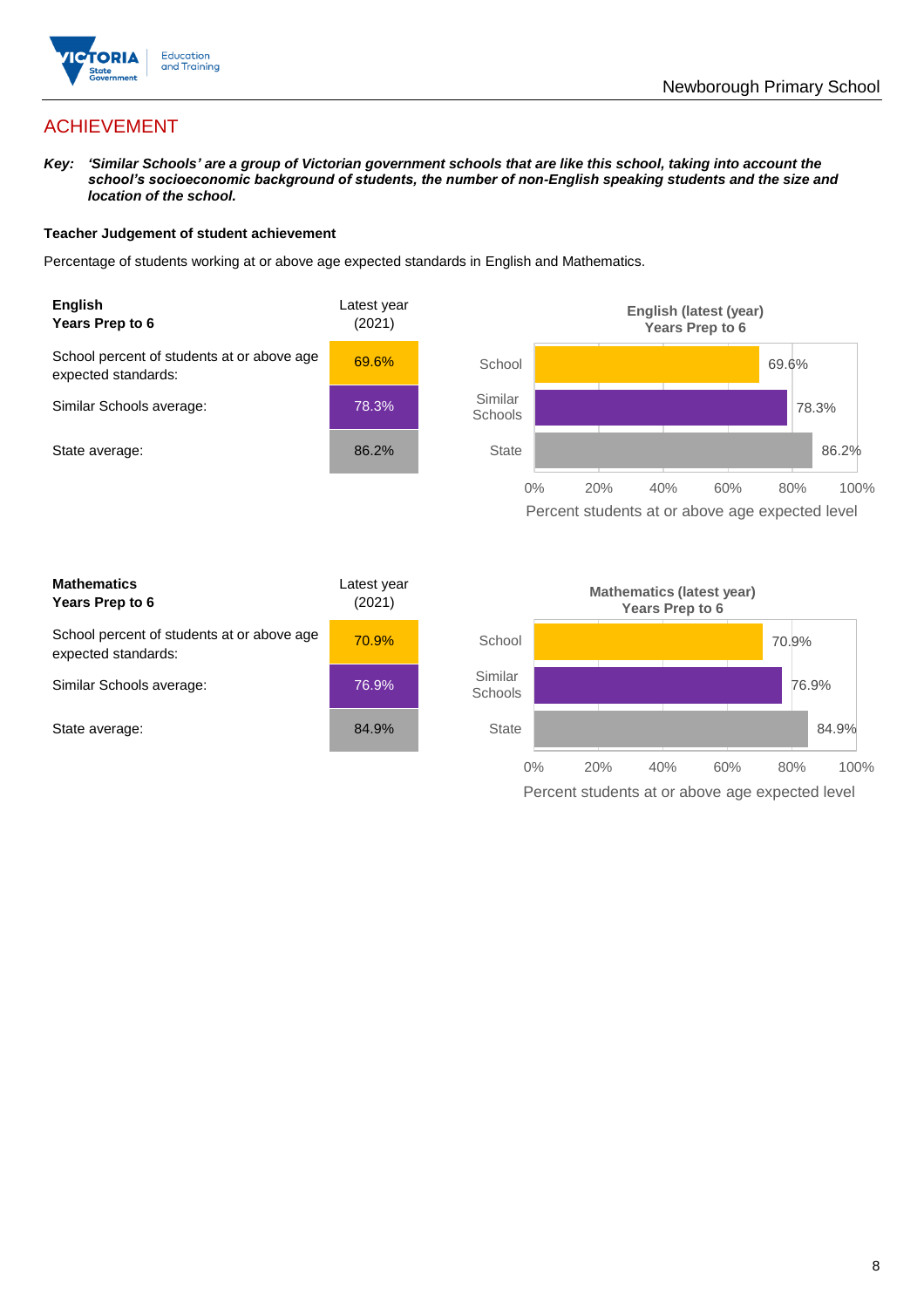# ACHIEVEMENT

***Key:*** ***'Similar Schools' are a group of Victorian government schools that are like this school, taking into account the school's socioeconomic background of students, the number of non-English speaking students and the size and location of the school.***

**Teacher Judgement of student achievement**

Percentage of students working at or above age expected standards in English and Mathematics.

| **English**<br>**Years Prep to 6** | Latest year (2021) |
|---|---|
| School percent of students at or above age expected standards: | 69.6% |
| Similar Schools average: | 78.3% |
| State average: | 86.2% |

English (latest (year)
Years Prep to 6

School 69.6%
Similar Schools 78.3%
State 86.2%

0% 20% 40% 60% 80% 100%
Percent students at or above age expected level

| **Mathematics**<br>**Years Prep to 6** | Latest year (2021) |
|---|---|
| School percent of students at or above age expected standards: | 70.9% |
| Similar Schools average: | 76.9% |
| State average: | 84.9% |

Mathematics (latest year)
Years Prep to 6

School 70.9%
Similar Schools 76.9%
State 84.9%

0% 20% 40% 60% 80% 100%
Percent students at or above age expected level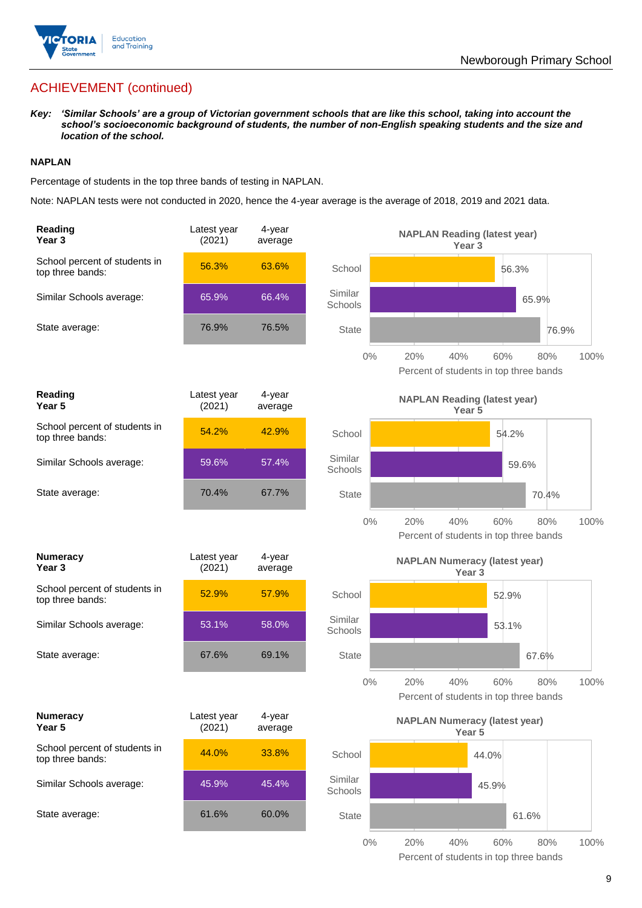## ACHIEVEMENT (continued)

***Key:*** ***'Similar Schools' are a group of Victorian government schools that are like this school, taking into account the school's socioeconomic background of students, the number of non-English speaking students and the size and location of the school.***

**NAPLAN**

Percentage of students in the top three bands of testing in NAPLAN.

Note: NAPLAN tests were not conducted in 2020, hence the 4-year average is the average of 2018, 2019 and 2021 data.

| **Reading Year 3** | Latest year (2021) | 4-year average |
|---|---|---|
| School percent of students in top three bands: | 56.3% | 63.6% |
| Similar Schools average: | 65.9% | 66.4% |
| State average: | 76.9% | 76.5% |

NAPLAN Reading (latest year) Year 3

School 56.3%
Similar Schools 65.9%
State 76.9%

0% 20% 40% 60% 80% 100%
Percent of students in top three bands

| **Reading Year 5** | Latest year (2021) | 4-year average |
|---|---|---|
| School percent of students in top three bands: | 54.2% | 42.9% |
| Similar Schools average: | 59.6% | 57.4% |
| State average: | 70.4% | 67.7% |

NAPLAN Reading (latest year) Year 5

School 54.2%
Similar Schools 59.6%
State 70.4%

0% 20% 40% 60% 80% 100%
Percent of students in top three bands

| **Numeracy Year 3** | Latest year (2021) | 4-year average |
|---|---|---|
| School percent of students in top three bands: | 52.9% | 57.9% |
| Similar Schools average: | 53.1% | 58.0% |
| State average: | 67.6% | 69.1% |

NAPLAN Numeracy (latest year) Year 3

School 52.9%
Similar Schools 53.1%
State 67.6%

0% 20% 40% 60% 80% 100%
Percent of students in top three bands

| **Numeracy Year 5** | Latest year (2021) | 4-year average |
|---|---|---|
| School percent of students in top three bands: | 44.0% | 33.8% |
| Similar Schools average: | 45.9% | 45.4% |
| State average: | 61.6% | 60.0% |

NAPLAN Numeracy (latest year) Year 5

School 44.0%
Similar Schools 45.9%
State 61.6%

0% 20% 40% 60% 80% 100%
Percent of students in top three bands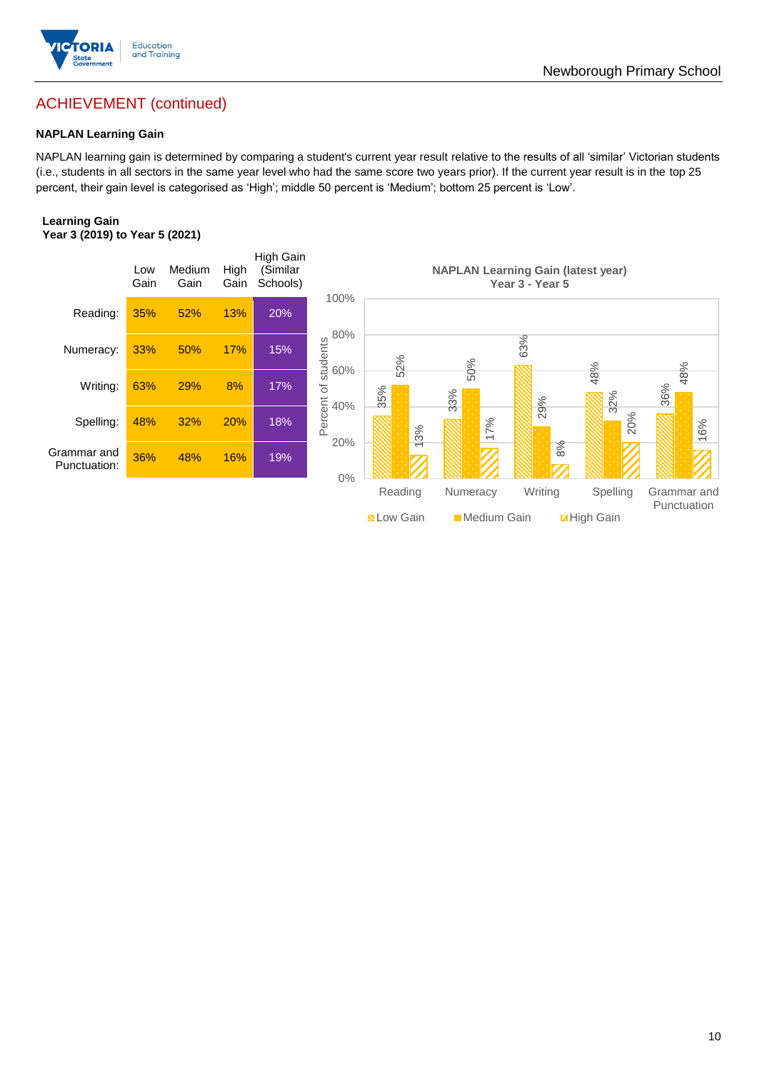## ACHIEVEMENT (continued)

### NAPLAN Learning Gain

NAPLAN learning gain is determined by comparing a student's current year result relative to the results of all 'similar' Victorian students (i.e., students in all sectors in the same year level who had the same score two years prior). If the current year result is in the top 25 percent, their gain level is categorised as 'High'; middle 50 percent is 'Medium'; bottom 25 percent is 'Low'.

**Learning Gain**
**Year 3 (2019) to Year 5 (2021)**

| | Low Gain | Medium Gain | High Gain | High Gain (Similar Schools) |
|---|---|---|---|---|
| Reading: | 35% | 52% | 13% | 20% |
| Numeracy: | 33% | 50% | 17% | 15% |
| Writing: | 63% | 29% | 8% | 17% |
| Spelling: | 48% | 32% | 20% | 18% |
| Grammar and Punctuation: | 36% | 48% | 16% | 19% |

NAPLAN Learning Gain (latest year)
Year 3 - Year 5

Percent of students

100%
80%
60%
40%
20%
0%

Reading: 35%, 52%, 13%
Numeracy: 33%, 50%, 17%
Writing: 63%, 29%, 8%
Spelling: 48%, 32%, 20%
Grammar and Punctuation: 36%, 48%, 16%

Low Gain
Medium Gain
High Gain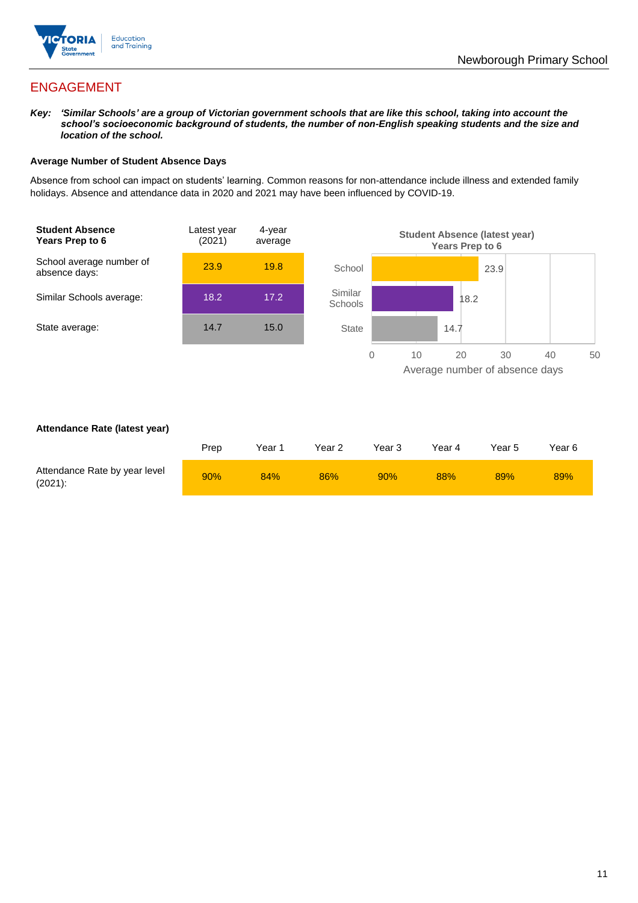## ENGAGEMENT

***Key:** 'Similar Schools' are a group of Victorian government schools that are like this school, taking into account the school's socioeconomic background of students, the number of non-English speaking students and the size and location of the school.*

**Average Number of Student Absence Days**

Absence from school can impact on students' learning. Common reasons for non-attendance include illness and extended family holidays. Absence and attendance data in 2020 and 2021 may have been influenced by COVID-19.

| **Student Absence Years Prep to 6** | Latest year (2021) | 4-year average |
| --- | --- | --- |
| School average number of absence days: | 23.9 | 19.8 |
| Similar Schools average: | 18.2 | 17.2 |
| State average: | 14.7 | 15.0 |

**Student Absence (latest year) Years Prep to 6**

| | Average number of absence days |
| --- | --- |
| School | 23.9 |
| Similar Schools | 18.2 |
| State | 14.7 |

**Attendance Rate (latest year)**

| | Prep | Year 1 | Year 2 | Year 3 | Year 4 | Year 5 | Year 6 |
| --- | --- | --- | --- | --- | --- | --- | --- |
| Attendance Rate by year level (2021): | 90% | 84% | 86% | 90% | 88% | 89% | 89% |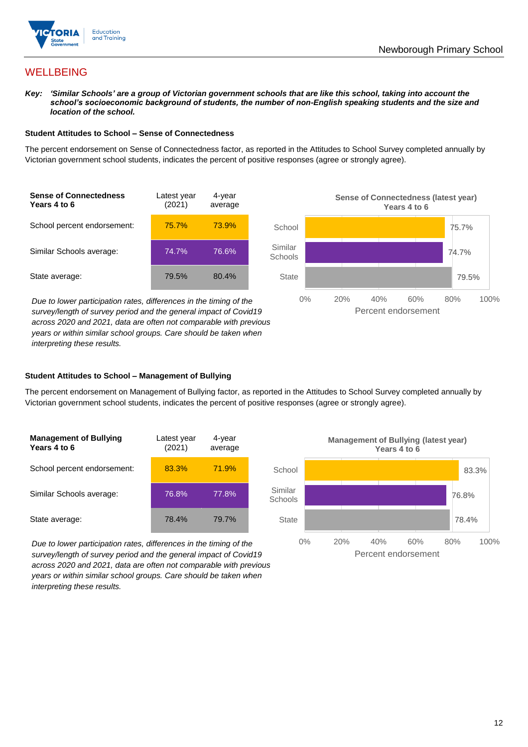# WELLBEING

***Key:*** ***'Similar Schools' are a group of Victorian government schools that are like this school, taking into account the school's socioeconomic background of students, the number of non-English speaking students and the size and location of the school.***

### Student Attitudes to School – Sense of Connectedness

The percent endorsement on Sense of Connectedness factor, as reported in the Attitudes to School Survey completed annually by Victorian government school students, indicates the percent of positive responses (agree or strongly agree).

| Sense of Connectedness Years 4 to 6 | Latest year (2021) | 4-year average |
|---|---|---|
| School percent endorsement: | 75.7% | 73.9% |
| Similar Schools average: | 74.7% | 76.6% |
| State average: | 79.5% | 80.4% |

*Due to lower participation rates, differences in the timing of the survey/length of survey period and the general impact of Covid19 across 2020 and 2021, data are often not comparable with previous years or within similar school groups. Care should be taken when interpreting these results.*

Sense of Connectedness (latest year)
Years 4 to 6

School 75.7%
Similar Schools 74.7%
State 79.5%

0% 20% 40% 60% 80% 100%
Percent endorsement

### Student Attitudes to School – Management of Bullying

The percent endorsement on Management of Bullying factor, as reported in the Attitudes to School Survey completed annually by Victorian government school students, indicates the percent of positive responses (agree or strongly agree).

| Management of Bullying Years 4 to 6 | Latest year (2021) | 4-year average |
|---|---|---|
| School percent endorsement: | 83.3% | 71.9% |
| Similar Schools average: | 76.8% | 77.8% |
| State average: | 78.4% | 79.7% |

*Due to lower participation rates, differences in the timing of the survey/length of survey period and the general impact of Covid19 across 2020 and 2021, data are often not comparable with previous years or within similar school groups. Care should be taken when interpreting these results.*

Management of Bullying (latest year)
Years 4 to 6

School 83.3%
Similar Schools 76.8%
State 78.4%

0% 20% 40% 60% 80% 100%
Percent endorsement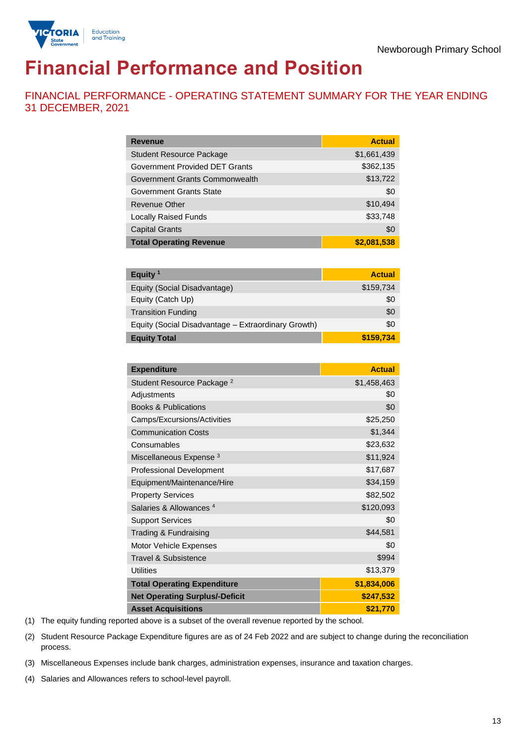# Financial Performance and Position

## FINANCIAL PERFORMANCE - OPERATING STATEMENT SUMMARY FOR THE YEAR ENDING 31 DECEMBER, 2021

| Revenue | Actual |
|---|---|
| Student Resource Package | $1,661,439 |
| Government Provided DET Grants | $362,135 |
| Government Grants Commonwealth | $13,722 |
| Government Grants State | $0 |
| Revenue Other | $10,494 |
| Locally Raised Funds | $33,748 |
| Capital Grants | $0 |
| **Total Operating Revenue** | **$2,081,538** |

| Equity [1] | Actual |
|---|---|
| Equity (Social Disadvantage) | $159,734 |
| Equity (Catch Up) | $0 |
| Transition Funding | $0 |
| Equity (Social Disadvantage – Extraordinary Growth) | $0 |
| **Equity Total** | **$159,734** |

| Expenditure | Actual |
|---|---|
| Student Resource Package [2] | $1,458,463 |
| Adjustments | $0 |
| Books & Publications | $0 |
| Camps/Excursions/Activities | $25,250 |
| Communication Costs | $1,344 |
| Consumables | $23,632 |
| Miscellaneous Expense [3] | $11,924 |
| Professional Development | $17,687 |
| Equipment/Maintenance/Hire | $34,159 |
| Property Services | $82,502 |
| Salaries & Allowances [4] | $120,093 |
| Support Services | $0 |
| Trading & Fundraising | $44,581 |
| Motor Vehicle Expenses | $0 |
| Travel & Subsistence | $994 |
| Utilities | $13,379 |
| **Total Operating Expenditure** | **$1,834,006** |
| **Net Operating Surplus/-Deficit** | **$247,532** |
| **Asset Acquisitions** | **$21,770** |

(1) The equity funding reported above is a subset of the overall revenue reported by the school.

(2) Student Resource Package Expenditure figures are as of 24 Feb 2022 and are subject to change during the reconciliation process.

(3) Miscellaneous Expenses include bank charges, administration expenses, insurance and taxation charges.

(4) Salaries and Allowances refers to school-level payroll.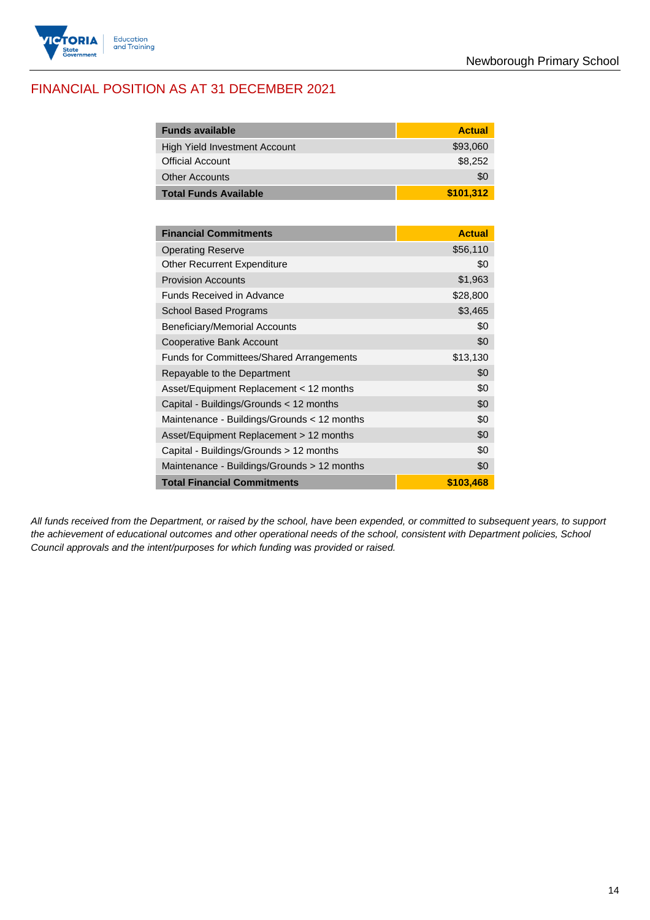## FINANCIAL POSITION AS AT 31 DECEMBER 2021

| Funds available | Actual |
|---|---|
| High Yield Investment Account | $93,060 |
| Official Account | $8,252 |
| Other Accounts | $0 |
| **Total Funds Available** | **$101,312** |

| Financial Commitments | Actual |
|---|---|
| Operating Reserve | $56,110 |
| Other Recurrent Expenditure | $0 |
| Provision Accounts | $1,963 |
| Funds Received in Advance | $28,800 |
| School Based Programs | $3,465 |
| Beneficiary/Memorial Accounts | $0 |
| Cooperative Bank Account | $0 |
| Funds for Committees/Shared Arrangements | $13,130 |
| Repayable to the Department | $0 |
| Asset/Equipment Replacement < 12 months | $0 |
| Capital - Buildings/Grounds < 12 months | $0 |
| Maintenance - Buildings/Grounds < 12 months | $0 |
| Asset/Equipment Replacement > 12 months | $0 |
| Capital - Buildings/Grounds > 12 months | $0 |
| Maintenance - Buildings/Grounds > 12 months | $0 |
| **Total Financial Commitments** | **$103,468** |

*All funds received from the Department, or raised by the school, have been expended, or committed to subsequent years, to support the achievement of educational outcomes and other operational needs of the school, consistent with Department policies, School Council approvals and the intent/purposes for which funding was provided or raised.*